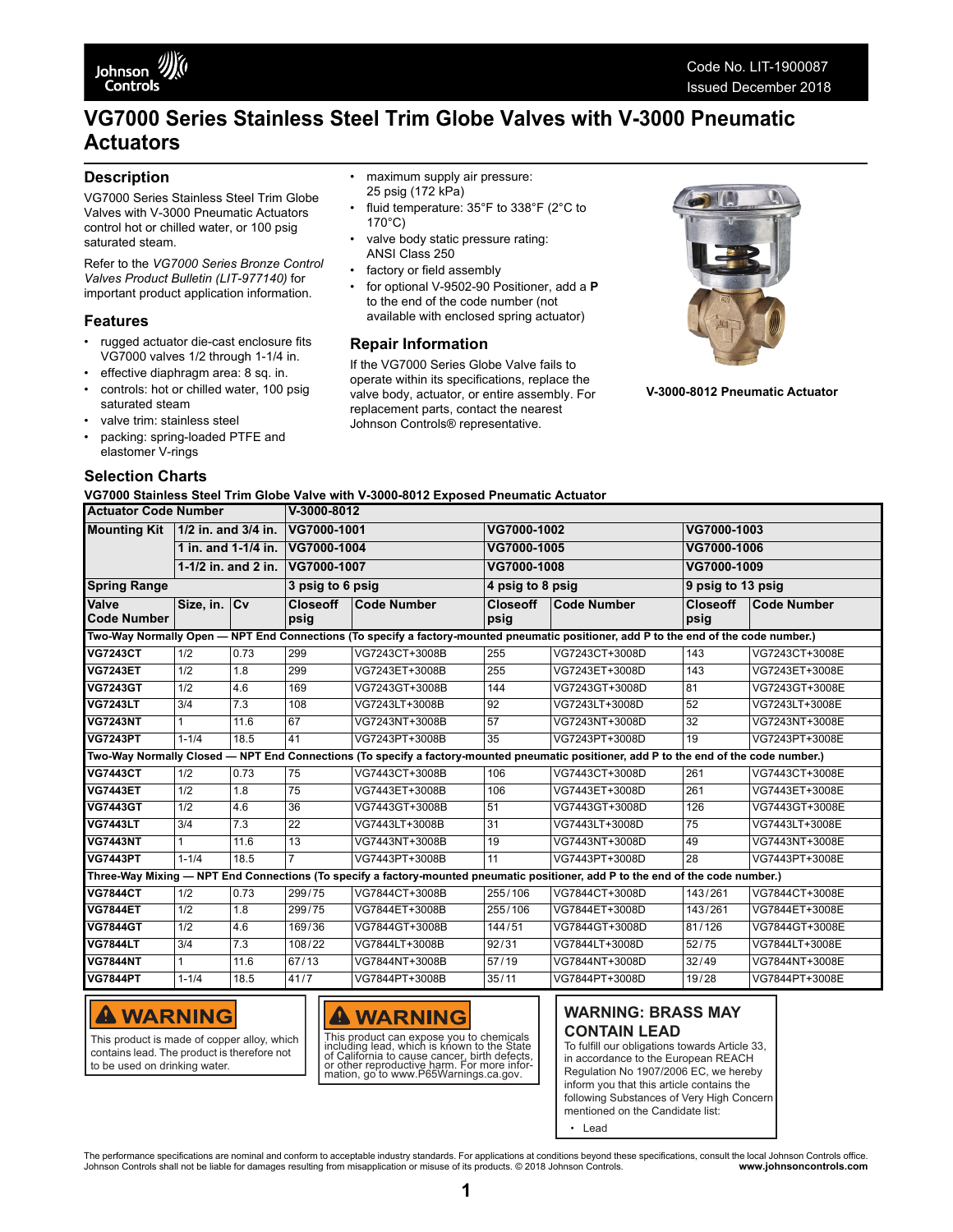# VG7000 Series Stainless Steel Trim Globe Valves with V-3000 Pneumatic Actuators

## Description

VG7000 Series Stainless Steel Trim Globe Valves with V-3000 Pneumatic Actuators control hot or chilled water, or 100 psig saturated steam.

Refer to the *VG7000 Series Bronze Control Valves Product Bulletin (LIT-977140)* for important product application information.

## Features

- rugged actuator die-cast enclosure fits VG7000 valves 1/2 through 1-1/4 in.
- effective diaphragm area: 8 sq. in.
- controls: hot or chilled water, 100 psig saturated steam
- valve trim: stainless steel
- packing: spring-loaded PTFE and elastomer V-rings
- maximum supply air pressure: 25 psig (172 kPa)
- fluid temperature: 35°F to 338°F (2°C to 170°C)
- valve body static pressure rating: ANSI Class 250
- factory or field assembly
- for optional V-9502-90 Positioner, add a **P** to the end of the code number (not available with enclosed spring actuator)

## Repair Information

If the VG7000 Series Globe Valve fails to operate within its specifications, replace the valve body, actuator, or entire assembly. For replacement parts, contact the nearest Johnson Controls® representative.

**V-3000-8012 Pneumatic Actuator**

## Selection Charts

**VG7000 Stainless Steel Trim Globe Valve with V-3000-8012 Exposed Pneumatic Actuator**

| Actuator Code Number | | | V-3000-8012 | | | | | |
|---|---|---|---|---|---|---|---|---|
| **Mounting Kit** | **1/2 in. and 3/4 in.** | | **VG7000-1001** | | **VG7000-1002** | | **VG7000-1003** | |
| | **1 in. and 1-1/4 in.** | | **VG7000-1004** | | **VG7000-1005** | | **VG7000-1006** | |
| | **1-1/2 in. and 2 in.** | | **VG7000-1007** | | **VG7000-1008** | | **VG7000-1009** | |
| **Spring Range** | | | **3 psig to 6 psig** | | **4 psig to 8 psig** | | **9 psig to 13 psig** | |
| **Valve Code Number** | **Size, in.** | **Cv** | **Closeoff psig** | **Code Number** | **Closeoff psig** | **Code Number** | **Closeoff psig** | **Code Number** |
| **Two-Way Normally Open — NPT End Connections (To specify a factory-mounted pneumatic positioner, add P to the end of the code number.)** | | | | | | | | |
| **VG7243CT** | 1/2 | 0.73 | 299 | VG7243CT+3008B | 255 | VG7243CT+3008D | 143 | VG7243CT+3008E |
| **VG7243ET** | 1/2 | 1.8 | 299 | VG7243ET+3008B | 255 | VG7243ET+3008D | 143 | VG7243ET+3008E |
| **VG7243GT** | 1/2 | 4.6 | 169 | VG7243GT+3008B | 144 | VG7243GT+3008D | 81 | VG7243GT+3008E |
| **VG7243LT** | 3/4 | 7.3 | 108 | VG7243LT+3008B | 92 | VG7243LT+3008D | 52 | VG7243LT+3008E |
| **VG7243NT** | 1 | 11.6 | 67 | VG7243NT+3008B | 57 | VG7243NT+3008D | 32 | VG7243NT+3008E |
| **VG7243PT** | 1-1/4 | 18.5 | 41 | VG7243PT+3008B | 35 | VG7243PT+3008D | 19 | VG7243PT+3008E |
| **Two-Way Normally Closed — NPT End Connections (To specify a factory-mounted pneumatic positioner, add P to the end of the code number.)** | | | | | | | | |
| **VG7443CT** | 1/2 | 0.73 | 75 | VG7443CT+3008B | 106 | VG7443CT+3008D | 261 | VG7443CT+3008E |
| **VG7443ET** | 1/2 | 1.8 | 75 | VG7443ET+3008B | 106 | VG7443ET+3008D | 261 | VG7443ET+3008E |
| **VG7443GT** | 1/2 | 4.6 | 36 | VG7443GT+3008B | 51 | VG7443GT+3008D | 126 | VG7443GT+3008E |
| **VG7443LT** | 3/4 | 7.3 | 22 | VG7443LT+3008B | 31 | VG7443LT+3008D | 75 | VG7443LT+3008E |
| **VG7443NT** | 1 | 11.6 | 13 | VG7443NT+3008B | 19 | VG7443NT+3008D | 49 | VG7443NT+3008E |
| **VG7443PT** | 1-1/4 | 18.5 | 7 | VG7443PT+3008B | 11 | VG7443PT+3008D | 28 | VG7443PT+3008E |
| **Three-Way Mixing — NPT End Connections (To specify a factory-mounted pneumatic positioner, add P to the end of the code number.)** | | | | | | | | |
| **VG7844CT** | 1/2 | 0.73 | 299/75 | VG7844CT+3008B | 255/106 | VG7844CT+3008D | 143/261 | VG7844CT+3008E |
| **VG7844ET** | 1/2 | 1.8 | 299/75 | VG7844ET+3008B | 255/106 | VG7844ET+3008D | 143/261 | VG7844ET+3008E |
| **VG7844GT** | 1/2 | 4.6 | 169/36 | VG7844GT+3008B | 144/51 | VG7844GT+3008D | 81/126 | VG7844GT+3008E |
| **VG7844LT** | 3/4 | 7.3 | 108/22 | VG7844LT+3008B | 92/31 | VG7844LT+3008D | 52/75 | VG7844LT+3008E |
| **VG7844NT** | 1 | 11.6 | 67/13 | VG7844NT+3008B | 57/19 | VG7844NT+3008D | 32/49 | VG7844NT+3008E |
| **VG7844PT** | 1-1/4 | 18.5 | 41/7 | VG7844PT+3008B | 35/11 | VG7844PT+3008D | 19/28 | VG7844PT+3008E |

**⚠ WARNING**

This product is made of copper alloy, which contains lead. The product is therefore not to be used on drinking water.

**⚠ WARNING**

This product can expose you to chemicals including lead, which is known to the State of California to cause cancer, birth defects, or other reproductive harm. For more information, go to www.P65Warnings.ca.gov.

**WARNING: BRASS MAY CONTAIN LEAD**

To fulfill our obligations towards Article 33, in accordance to the European REACH Regulation No 1907/2006 EC, we hereby inform you that this article contains the following Substances of Very High Concern mentioned on the Candidate list:

- Lead

The performance specifications are nominal and conform to acceptable industry standards. For applications at conditions beyond these specifications, consult the local Johnson Controls office. Johnson Controls shall not be liable for damages resulting from misapplication or misuse of its products. © 2018 Johnson Controls. **www.johnsoncontrols.com**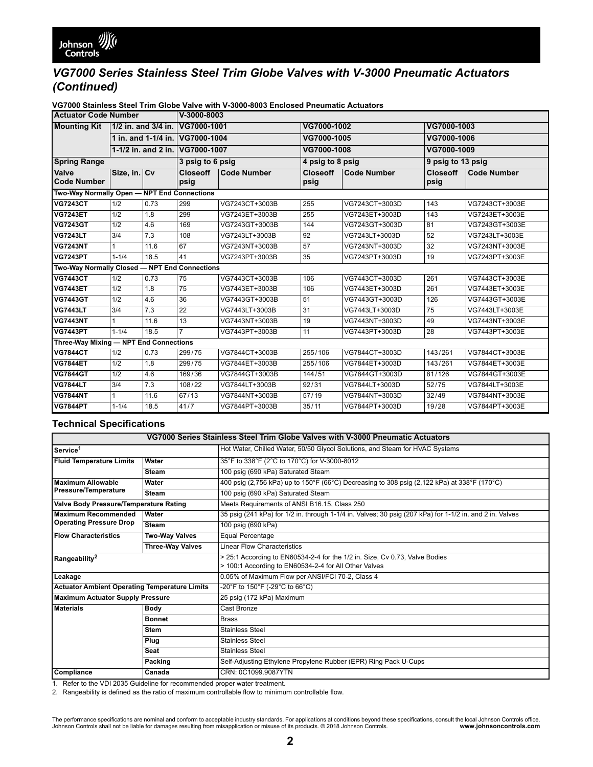## VG7000 Series Stainless Steel Trim Globe Valves with V-3000 Pneumatic Actuators (Continued)

**VG7000 Stainless Steel Trim Globe Valve with V-3000-8003 Enclosed Pneumatic Actuators**

| Actuator Code Number | | | V-3000-8003 | | | | | |
|---|---|---|---|---|---|---|---|---|
| Mounting Kit | 1/2 in. and 3/4 in. | | VG7000-1001 | | VG7000-1002 | | VG7000-1003 | |
| | 1 in. and 1-1/4 in. | | VG7000-1004 | | VG7000-1005 | | VG7000-1006 | |
| | 1-1/2 in. and 2 in. | | VG7000-1007 | | VG7000-1008 | | VG7000-1009 | |
| Spring Range | | | 3 psig to 6 psig | | 4 psig to 8 psig | | 9 psig to 13 psig | |
| Valve Code Number | Size, in. | Cv | Closeoff psig | Code Number | Closeoff psig | Code Number | Closeoff psig | Code Number |
| **Two-Way Normally Open — NPT End Connections** | | | | | | | | |
| **VG7243CT** | 1/2 | 0.73 | 299 | VG7243CT+3003B | 255 | VG7243CT+3003D | 143 | VG7243CT+3003E |
| **VG7243ET** | 1/2 | 1.8 | 299 | VG7243ET+3003B | 255 | VG7243ET+3003D | 143 | VG7243ET+3003E |
| **VG7243GT** | 1/2 | 4.6 | 169 | VG7243GT+3003B | 144 | VG7243GT+3003D | 81 | VG7243GT+3003E |
| **VG7243LT** | 3/4 | 7.3 | 108 | VG7243LT+3003B | 92 | VG7243LT+3003D | 52 | VG7243LT+3003E |
| **VG7243NT** | 1 | 11.6 | 67 | VG7243NT+3003B | 57 | VG7243NT+3003D | 32 | VG7243NT+3003E |
| **VG7243PT** | 1-1/4 | 18.5 | 41 | VG7243PT+3003B | 35 | VG7243PT+3003D | 19 | VG7243PT+3003E |
| **Two-Way Normally Closed — NPT End Connections** | | | | | | | | |
| **VG7443CT** | 1/2 | 0.73 | 75 | VG7443CT+3003B | 106 | VG7443CT+3003D | 261 | VG7443CT+3003E |
| **VG7443ET** | 1/2 | 1.8 | 75 | VG7443ET+3003B | 106 | VG7443ET+3003D | 261 | VG7443ET+3003E |
| **VG7443GT** | 1/2 | 4.6 | 36 | VG7443GT+3003B | 51 | VG7443GT+3003D | 126 | VG7443GT+3003E |
| **VG7443LT** | 3/4 | 7.3 | 22 | VG7443LT+3003B | 31 | VG7443LT+3003D | 75 | VG7443LT+3003E |
| **VG7443NT** | 1 | 11.6 | 13 | VG7443NT+3003B | 19 | VG7443NT+3003D | 49 | VG7443NT+3003E |
| **VG7443PT** | 1-1/4 | 18.5 | 7 | VG7443PT+3003B | 11 | VG7443PT+3003D | 28 | VG7443PT+3003E |
| **Three-Way Mixing — NPT End Connections** | | | | | | | | |
| **VG7844CT** | 1/2 | 0.73 | 299/75 | VG7844CT+3003B | 255/106 | VG7844CT+3003D | 143/261 | VG7844CT+3003E |
| **VG7844ET** | 1/2 | 1.8 | 299/75 | VG7844ET+3003B | 255/106 | VG7844ET+3003D | 143/261 | VG7844ET+3003E |
| **VG7844GT** | 1/2 | 4.6 | 169/36 | VG7844GT+3003B | 144/51 | VG7844GT+3003D | 81/126 | VG7844GT+3003E |
| **VG7844LT** | 3/4 | 7.3 | 108/22 | VG7844LT+3003B | 92/31 | VG7844LT+3003D | 52/75 | VG7844LT+3003E |
| **VG7844NT** | 1 | 11.6 | 67/13 | VG7844NT+3003B | 57/19 | VG7844NT+3003D | 32/49 | VG7844NT+3003E |
| **VG7844PT** | 1-1/4 | 18.5 | 41/7 | VG7844PT+3003B | 35/11 | VG7844PT+3003D | 19/28 | VG7844PT+3003E |

### Technical Specifications

| VG7000 Series Stainless Steel Trim Globe Valves with V-3000 Pneumatic Actuators | | |
|---|---|---|
| **Service**[1] | | Hot Water, Chilled Water, 50/50 Glycol Solutions, and Steam for HVAC Systems |
| **Fluid Temperature Limits** | **Water** | 35°F to 338°F (2°C to 170°C) for V-3000-8012 |
| | **Steam** | 100 psig (690 kPa) Saturated Steam |
| **Maximum Allowable Pressure/Temperature** | **Water** | 400 psig (2,756 kPa) up to 150°F (66°C) Decreasing to 308 psig (2,122 kPa) at 338°F (170°C) |
| | **Steam** | 100 psig (690 kPa) Saturated Steam |
| **Valve Body Pressure/Temperature Rating** | | Meets Requirements of ANSI B16.15, Class 250 |
| **Maximum Recommended Operating Pressure Drop** | **Water** | 35 psig (241 kPa) for 1/2 in. through 1-1/4 in. Valves; 30 psig (207 kPa) for 1-1/2 in. and 2 in. Valves |
| | **Steam** | 100 psig (690 kPa) |
| **Flow Characteristics** | **Two-Way Valves** | Equal Percentage |
| | **Three-Way Valves** | Linear Flow Characteristics |
| **Rangeability**[2] | | > 25:1 According to EN60534-2-4 for the 1/2 in. Size, Cv 0.73, Valve Bodies<br>> 100:1 According to EN60534-2-4 for All Other Valves |
| **Leakage** | | 0.05% of Maximum Flow per ANSI/FCI 70-2, Class 4 |
| **Actuator Ambient Operating Temperature Limits** | | -20°F to 150°F (-29°C to 66°C) |
| **Maximum Actuator Supply Pressure** | | 25 psig (172 kPa) Maximum |
| **Materials** | **Body** | Cast Bronze |
| | **Bonnet** | Brass |
| | **Stem** | Stainless Steel |
| | **Plug** | Stainless Steel |
| | **Seat** | Stainless Steel |
| | **Packing** | Self-Adjusting Ethylene Propylene Rubber (EPR) Ring Pack U-Cups |
| **Compliance** | **Canada** | CRN: 0C1099.9087YTN |

1. Refer to the VDI 2035 Guideline for recommended proper water treatment.
2. Rangeability is defined as the ratio of maximum controllable flow to minimum controllable flow.

The performance specifications are nominal and conform to acceptable industry standards. For applications at conditions beyond these specifications, consult the local Johnson Controls office. Johnson Controls shall not be liable for damages resulting from misapplication or misuse of its products. © 2018 Johnson Controls. **www.johnsoncontrols.com**